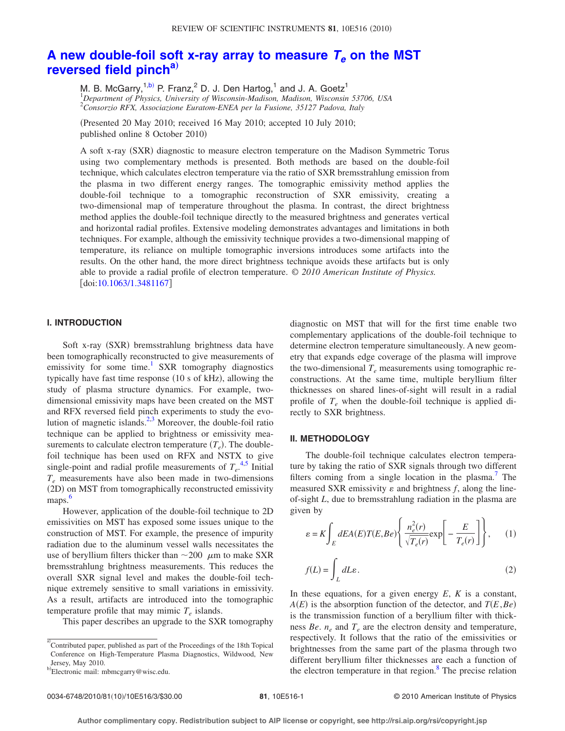# A new double-foil soft x-ray array to measure $T_e$ on the MST reversed field pinch[a)]

M. B. McGarry,[1,b)] P. Franz,[2] D. J. Den Hartog,[1] and J. A. Goetz[1]

[1]*Department of Physics, University of Wisconsin-Madison, Madison, Wisconsin 53706, USA*
[2]*Consorzio RFX, Associazione Euratom-ENEA per la Fusione, 35127 Padova, Italy*

(Presented 20 May 2010; received 16 May 2010; accepted 10 July 2010; published online 8 October 2010)

A soft x-ray (SXR) diagnostic to measure electron temperature on the Madison Symmetric Torus using two complementary methods is presented. Both methods are based on the double-foil technique, which calculates electron temperature via the ratio of SXR bremsstrahlung emission from the plasma in two different energy ranges. The tomographic emissivity method applies the double-foil technique to a tomographic reconstruction of SXR emissivity, creating a two-dimensional map of temperature throughout the plasma. In contrast, the direct brightness method applies the double-foil technique directly to the measured brightness and generates vertical and horizontal radial profiles. Extensive modeling demonstrates advantages and limitations in both techniques. For example, although the emissivity technique provides a two-dimensional mapping of temperature, its reliance on multiple tomographic inversions introduces some artifacts into the results. On the other hand, the more direct brightness technique avoids these artifacts but is only able to provide a radial profile of electron temperature. *© 2010 American Institute of Physics.* [doi:10.1063/1.3481167]

## I. INTRODUCTION

Soft x-ray (SXR) bremsstrahlung brightness data have been tomographically reconstructed to give measurements of emissivity for some time.[1] SXR tomography diagnostics typically have fast time response (10 s of kHz), allowing the study of plasma structure dynamics. For example, two-dimensional emissivity maps have been created on the MST and RFX reversed field pinch experiments to study the evolution of magnetic islands.[2,3] Moreover, the double-foil ratio technique can be applied to brightness or emissivity measurements to calculate electron temperature ($T_e$). The double-foil technique has been used on RFX and NSTX to give single-point and radial profile measurements of $T_e$.[4,5] Initial $T_e$ measurements have also been made in two-dimensions (2D) on MST from tomographically reconstructed emissivity maps.[6]

However, application of the double-foil technique to 2D emissivities on MST has exposed some issues unique to the construction of MST. For example, the presence of impurity radiation due to the aluminum vessel walls necessitates the use of beryllium filters thicker than ~200 $\mu$m to make SXR bremsstrahlung brightness measurements. This reduces the overall SXR signal level and makes the double-foil technique extremely sensitive to small variations in emissivity. As a result, artifacts are introduced into the tomographic temperature profile that may mimic $T_e$ islands.

This paper describes an upgrade to the SXR tomography diagnostic on MST that will for the first time enable two complementary applications of the double-foil technique to determine electron temperature simultaneously. A new geometry that expands edge coverage of the plasma will improve the two-dimensional $T_e$ measurements using tomographic reconstructions. At the same time, multiple beryllium filter thicknesses on shared lines-of-sight will result in a radial profile of $T_e$ when the double-foil technique is applied directly to SXR brightness.

## II. METHODOLOGY

The double-foil technique calculates electron temperature by taking the ratio of SXR signals through two different filters coming from a single location in the plasma.[7] The measured SXR emissivity $\varepsilon$ and brightness $f$, along the line-of-sight $L$, due to bremsstrahlung radiation in the plasma are given by

$$\varepsilon = K\int_E dEA(E)T(E,Be)\left\{\frac{n_e^2(r)}{\sqrt{T_e(r)}}\exp\left[-\frac{E}{T_e(r)}\right]\right\}, \quad (1)$$

$$f(L) = \int_L dL\varepsilon. \quad (2)$$

In these equations, for a given energy $E$, $K$ is a constant, $A(E)$ is the absorption function of the detector, and $T(E,Be)$ is the transmission function of a beryllium filter with thickness $Be$. $n_e$ and $T_e$ are the electron density and temperature, respectively. It follows that the ratio of the emissivities or brightnesses from the same part of the plasma through two different beryllium filter thicknesses are each a function of the electron temperature in that region.[8] The precise relation

---

[a)]Contributed paper, published as part of the Proceedings of the 18th Topical Conference on High-Temperature Plasma Diagnostics, Wildwood, New Jersey, May 2010.

[b)]Electronic mail: mbmcgarry@wisc.edu.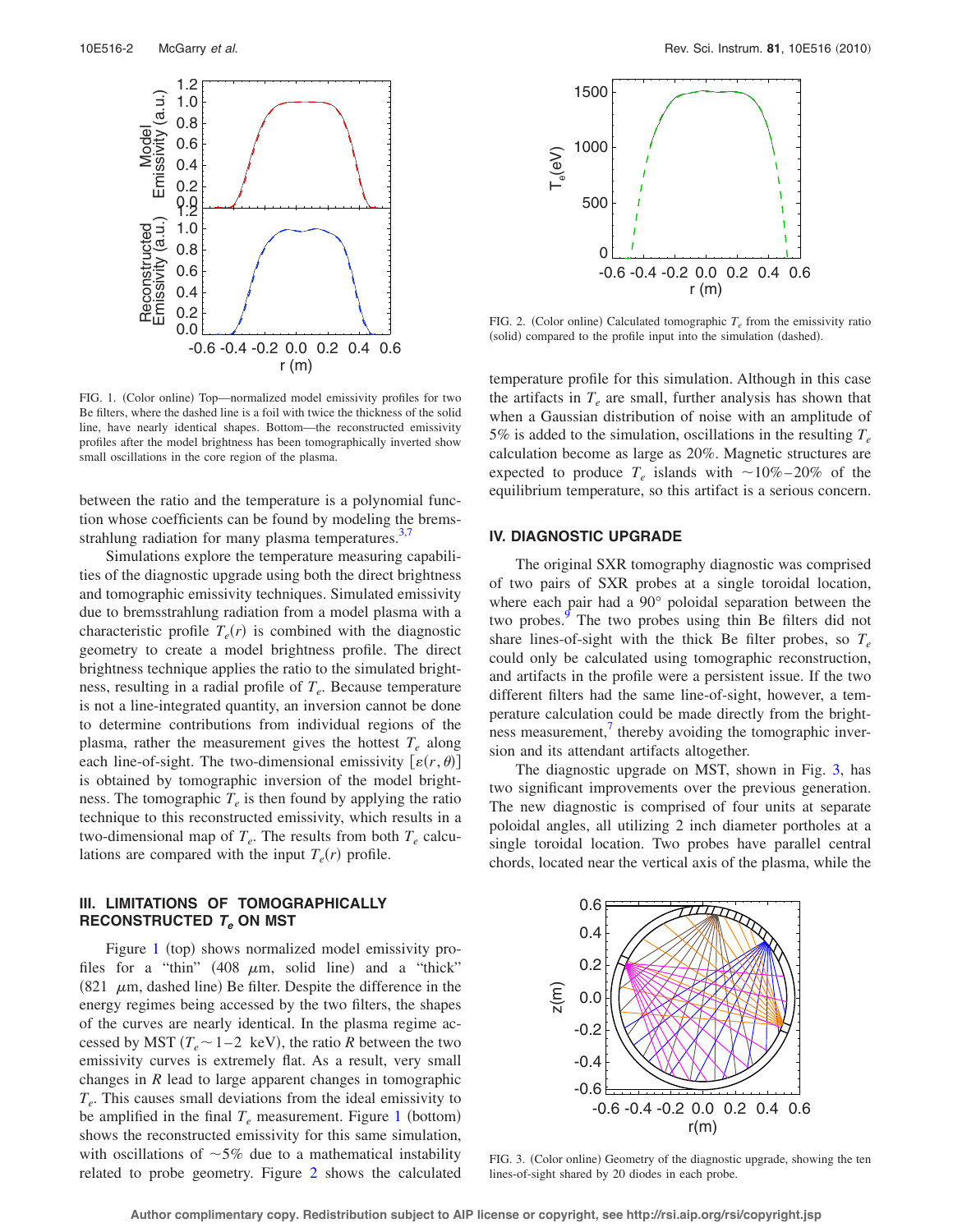between the ratio and the temperature is a polynomial function whose coefficients can be found by modeling the bremsstrahlung radiation for many plasma temperatures.[3,7]

Simulations explore the temperature measuring capabilities of the diagnostic upgrade using both the direct brightness and tomographic emissivity techniques. Simulated emissivity due to bremsstrahlung radiation from a model plasma with a characteristic profile $T_e(r)$ is combined with the diagnostic geometry to create a model brightness profile. The direct brightness technique applies the ratio to the simulated brightness, resulting in a radial profile of $T_e$. Because temperature is not a line-integrated quantity, an inversion cannot be done to determine contributions from individual regions of the plasma, rather the measurement gives the hottest $T_e$ along each line-of-sight. The two-dimensional emissivity $[\varepsilon(r,\theta)]$ is obtained by tomographic inversion of the model brightness. The tomographic $T_e$ is then found by applying the ratio technique to this reconstructed emissivity, which results in a two-dimensional map of $T_e$. The results from both $T_e$ calculations are compared with the input $T_e(r)$ profile.

## III. LIMITATIONS OF TOMOGRAPHICALLY RECONSTRUCTED $T_e$ ON MST

Figure 1 (top) shows normalized model emissivity profiles for a "thin" (408 $\mu$m, solid line) and a "thick" (821 $\mu$m, dashed line) Be filter. Despite the difference in the energy regimes being accessed by the two filters, the shapes of the curves are nearly identical. In the plasma regime accessed by MST ($T_e \sim 1$–$2$ keV), the ratio $R$ between the two emissivity curves is extremely flat. As a result, very small changes in $R$ lead to large apparent changes in tomographic $T_e$. This causes small deviations from the ideal emissivity to be amplified in the final $T_e$ measurement. Figure 1 (bottom) shows the reconstructed emissivity for this same simulation, with oscillations of $\sim$5% due to a mathematical instability related to probe geometry. Figure 2 shows the calculated temperature profile for this simulation. Although in this case the artifacts in $T_e$ are small, further analysis has shown that when a Gaussian distribution of noise with an amplitude of 5% is added to the simulation, oscillations in the resulting $T_e$ calculation become as large as 20%. Magnetic structures are expected to produce $T_e$ islands with $\sim$10%–20% of the equilibrium temperature, so this artifact is a serious concern.

FIG. 1. (Color online) Top—normalized model emissivity profiles for two Be filters, where the dashed line is a foil with twice the thickness of the solid line, have nearly identical shapes. Bottom—the reconstructed emissivity profiles after the model brightness has been tomographically inverted show small oscillations in the core region of the plasma.

FIG. 2. (Color online) Calculated tomographic $T_e$ from the emissivity ratio (solid) compared to the profile input into the simulation (dashed).

## IV. DIAGNOSTIC UPGRADE

The original SXR tomography diagnostic was comprised of two pairs of SXR probes at a single toroidal location, where each pair had a 90° poloidal separation between the two probes.[9] The two probes using thin Be filters did not share lines-of-sight with the thick Be filter probes, so $T_e$ could only be calculated using tomographic reconstruction, and artifacts in the profile were a persistent issue. If the two different filters had the same line-of-sight, however, a temperature calculation could be made directly from the brightness measurement,[7] thereby avoiding the tomographic inversion and its attendant artifacts altogether.

The diagnostic upgrade on MST, shown in Fig. 3, has two significant improvements over the previous generation. The new diagnostic is comprised of four units at separate poloidal angles, all utilizing 2 inch diameter portholes at a single toroidal location. Two probes have parallel central chords, located near the vertical axis of the plasma, while the

FIG. 3. (Color online) Geometry of the diagnostic upgrade, showing the ten lines-of-sight shared by 20 diodes in each probe.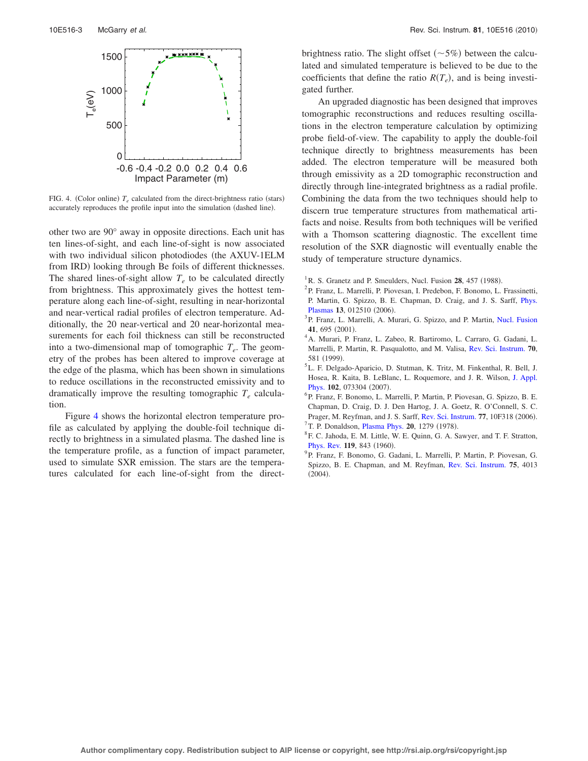1500

1000

$T_e$(eV)

500

0

-0.6 -0.4 -0.2 0.0 0.2 0.4 0.6

Impact Parameter (m)

FIG. 4. (Color online) $T_e$ calculated from the direct-brightness ratio (stars) accurately reproduces the profile input into the simulation (dashed line).

other two are 90° away in opposite directions. Each unit has ten lines-of-sight, and each line-of-sight is now associated with two individual silicon photodiodes (the AXUV-1ELM from IRD) looking through Be foils of different thicknesses. The shared lines-of-sight allow $T_e$ to be calculated directly from brightness. This approximately gives the hottest temperature along each line-of-sight, resulting in near-horizontal and near-vertical radial profiles of electron temperature. Additionally, the 20 near-vertical and 20 near-horizontal measurements for each foil thickness can still be reconstructed into a two-dimensional map of tomographic $T_e$. The geometry of the probes has been altered to improve coverage at the edge of the plasma, which has been shown in simulations to reduce oscillations in the reconstructed emissivity and to dramatically improve the resulting tomographic $T_e$ calculation.

Figure 4 shows the horizontal electron temperature profile as calculated by applying the double-foil technique directly to brightness in a simulated plasma. The dashed line is the temperature profile, as a function of impact parameter, used to simulate SXR emission. The stars are the temperatures calculated for each line-of-sight from the direct-brightness ratio. The slight offset (~5%) between the calculated and simulated temperature is believed to be due to the coefficients that define the ratio $R(T_e)$, and is being investigated further.

An upgraded diagnostic has been designed that improves tomographic reconstructions and reduces resulting oscillations in the electron temperature calculation by optimizing probe field-of-view. The capability to apply the double-foil technique directly to brightness measurements has been added. The electron temperature will be measured both through emissivity as a 2D tomographic reconstruction and directly through line-integrated brightness as a radial profile. Combining the data from the two techniques should help to discern true temperature structures from mathematical artifacts and noise. Results from both techniques will be verified with a Thomson scattering diagnostic. The excellent time resolution of the SXR diagnostic will eventually enable the study of temperature structure dynamics.

[1] R. S. Granetz and P. Smeulders, Nucl. Fusion **28**, 457 (1988).
[2] P. Franz, L. Marrelli, P. Piovesan, I. Predebon, F. Bonomo, L. Frassinetti, P. Martin, G. Spizzo, B. E. Chapman, D. Craig, and J. S. Sarff, Phys. Plasmas **13**, 012510 (2006).
[3] P. Franz, L. Marrelli, A. Murari, G. Spizzo, and P. Martin, Nucl. Fusion **41**, 695 (2001).
[4] A. Murari, P. Franz, L. Zabeo, R. Bartiromo, L. Carraro, G. Gadani, L. Marrelli, P. Martin, R. Pasqualotto, and M. Valisa, Rev. Sci. Instrum. **70**, 581 (1999).
[5] L. F. Delgado-Aparicio, D. Stutman, K. Tritz, M. Finkenthal, R. Bell, J. Hosea, R. Kaita, B. LeBlanc, L. Roquemore, and J. R. Wilson, J. Appl. Phys. **102**, 073304 (2007).
[6] P. Franz, F. Bonomo, L. Marrelli, P. Martin, P. Piovesan, G. Spizzo, B. E. Chapman, D. Craig, D. J. Den Hartog, J. A. Goetz, R. O'Connell, S. C. Prager, M. Reyfman, and J. S. Sarff, Rev. Sci. Instrum. **77**, 10F318 (2006).
[7] T. P. Donaldson, Plasma Phys. **20**, 1279 (1978).
[8] F. C. Jahoda, E. M. Little, W. E. Quinn, G. A. Sawyer, and T. F. Stratton, Phys. Rev. **119**, 843 (1960).
[9] P. Franz, F. Bonomo, G. Gadani, L. Marrelli, P. Martin, P. Piovesan, G. Spizzo, B. E. Chapman, and M. Reyfman, Rev. Sci. Instrum. **75**, 4013 (2004).